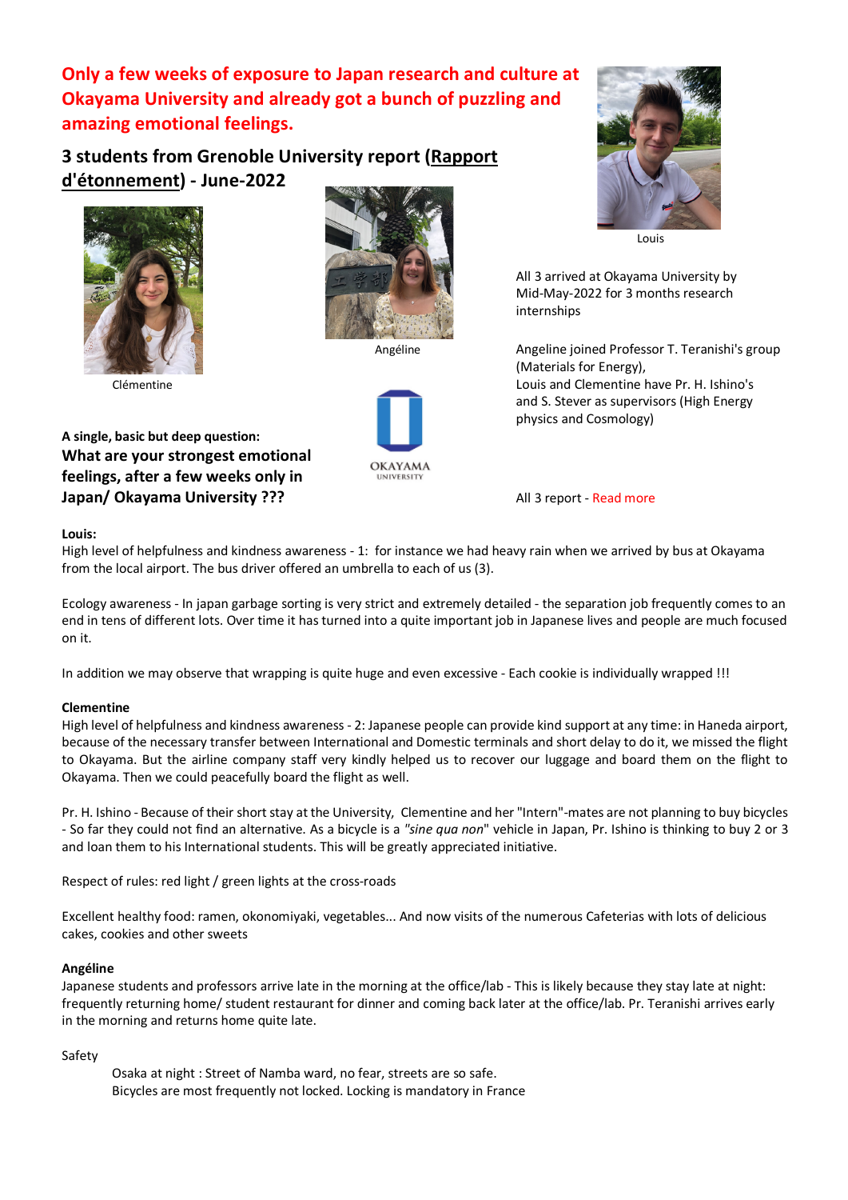# Only a few weeks of exposure to Japan research and culture at Okayama University and already got a bunch of puzzling and amazing emotional feelings.

## 3 students from Grenoble University report (Rapport d'étonnement) - June-2022

Clémentine

Angéline

Louis

All 3 arrived at Okayama University by Mid-May-2022 for 3 months research internships

Angeline joined Professor T. Teranishi's group (Materials for Energy),
Louis and Clementine have Pr. H. Ishino's and S. Stever as supervisors (High Energy physics and Cosmology)

**A single, basic but deep question:**

### What are your strongest emotional feelings, after a few weeks only in Japan/ Okayama University ???

All 3 report - Read more

**Louis:**

High level of helpfulness and kindness awareness - 1: for instance we had heavy rain when we arrived by bus at Okayama from the local airport. The bus driver offered an umbrella to each of us (3).

Ecology awareness - In japan garbage sorting is very strict and extremely detailed - the separation job frequently comes to an end in tens of different lots. Over time it has turned into a quite important job in Japanese lives and people are much focused on it.

In addition we may observe that wrapping is quite huge and even excessive - Each cookie is individually wrapped !!!

**Clementine**

High level of helpfulness and kindness awareness - 2: Japanese people can provide kind support at any time: in Haneda airport, because of the necessary transfer between International and Domestic terminals and short delay to do it, we missed the flight to Okayama. But the airline company staff very kindly helped us to recover our luggage and board them on the flight to Okayama. Then we could peacefully board the flight as well.

Pr. H. Ishino - Because of their short stay at the University, Clementine and her "Intern"-mates are not planning to buy bicycles - So far they could not find an alternative. As a bicycle is a *"sine qua non*" vehicle in Japan, Pr. Ishino is thinking to buy 2 or 3 and loan them to his International students. This will be greatly appreciated initiative.

Respect of rules: red light / green lights at the cross-roads

Excellent healthy food: ramen, okonomiyaki, vegetables... And now visits of the numerous Cafeterias with lots of delicious cakes, cookies and other sweets

**Angéline**

Japanese students and professors arrive late in the morning at the office/lab - This is likely because they stay late at night: frequently returning home/ student restaurant for dinner and coming back later at the office/lab. Pr. Teranishi arrives early in the morning and returns home quite late.

Safety

> Osaka at night : Street of Namba ward, no fear, streets are so safe.
> Bicycles are most frequently not locked. Locking is mandatory in France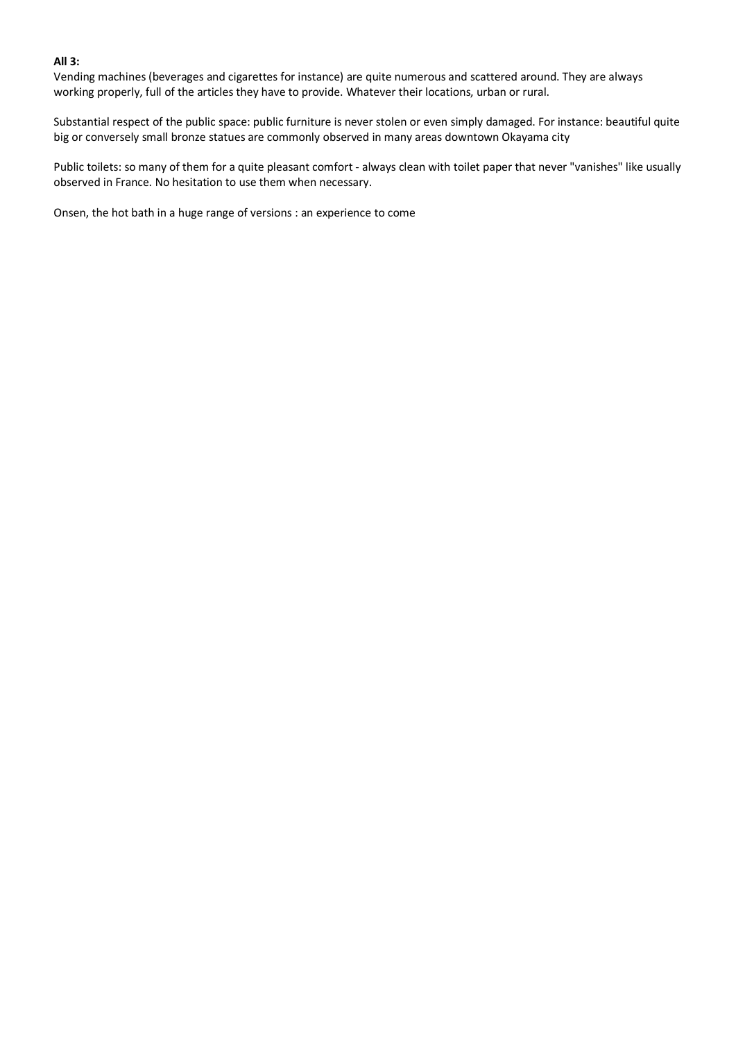**All 3:**

Vending machines (beverages and cigarettes for instance) are quite numerous and scattered around. They are always working properly, full of the articles they have to provide. Whatever their locations, urban or rural.

Substantial respect of the public space: public furniture is never stolen or even simply damaged. For instance: beautiful quite big or conversely small bronze statues are commonly observed in many areas downtown Okayama city

Public toilets: so many of them for a quite pleasant comfort - always clean with toilet paper that never "vanishes" like usually observed in France. No hesitation to use them when necessary.

Onsen, the hot bath in a huge range of versions : an experience to come